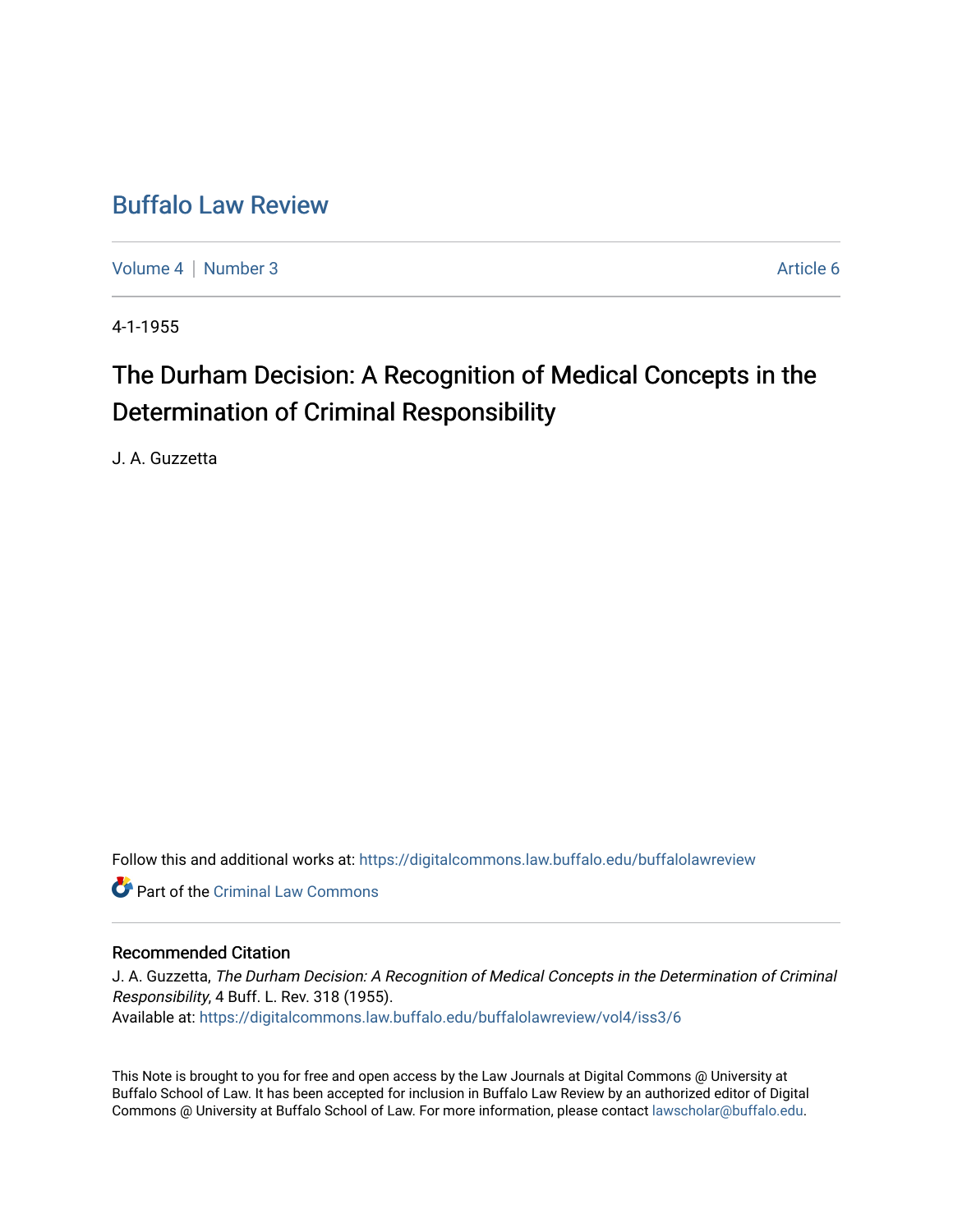# Buffalo Law Review

Volume 4 | Number 3 | Article 6

4-1-1955

## The Durham Decision: A Recognition of Medical Concepts in the Determination of Criminal Responsibility

J. A. Guzzetta

Follow this and additional works at: https://digitalcommons.law.buffalo.edu/buffalolawreview

Part of the Criminal Law Commons

### Recommended Citation

J. A. Guzzetta, *The Durham Decision: A Recognition of Medical Concepts in the Determination of Criminal Responsibility*, 4 Buff. L. Rev. 318 (1955).
Available at: https://digitalcommons.law.buffalo.edu/buffalolawreview/vol4/iss3/6

This Note is brought to you for free and open access by the Law Journals at Digital Commons @ University at Buffalo School of Law. It has been accepted for inclusion in Buffalo Law Review by an authorized editor of Digital Commons @ University at Buffalo School of Law. For more information, please contact lawscholar@buffalo.edu.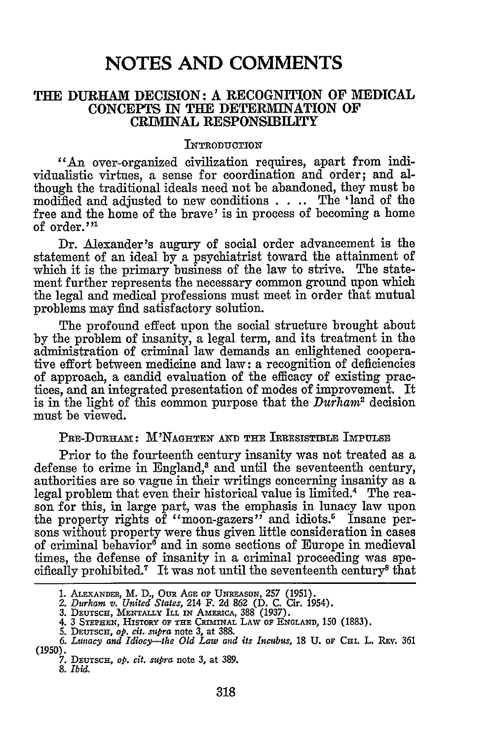# NOTES AND COMMENTS

## THE DURHAM DECISION: A RECOGNITION OF MEDICAL CONCEPTS IN THE DETERMINATION OF CRIMINAL RESPONSIBILITY

### INTRODUCTION

"An over-organized civilization requires, apart from individualistic virtues, a sense for coordination and order; and although the traditional ideals need not be abandoned, they must be modified and adjusted to new conditions . . .. The 'land of the free and the home of the brave' is in process of becoming a home of order."[1]

Dr. Alexander's augury of social order advancement is the statement of an ideal by a psychiatrist toward the attainment of which it is the primary business of the law to strive. The statement further represents the necessary common ground upon which the legal and medical professions must meet in order that mutual problems may find satisfactory solution.

The profound effect upon the social structure brought about by the problem of insanity, a legal term, and its treatment in the administration of criminal law demands an enlightened cooperative effort between medicine and law: a recognition of deficiencies of approach, a candid evaluation of the efficacy of existing practices, and an integrated presentation of modes of improvement. It is in the light of this common purpose that the *Durham*[2] decision must be viewed.

### PRE-DURHAM: M'NAGHTEN AND THE IRRESISTIBLE IMPULSE

Prior to the fourteenth century insanity was not treated as a defense to crime in England,[3] and until the seventeenth century, authorities are so vague in their writings concerning insanity as a legal problem that even their historical value is limited.[4] The reason for this, in large part, was the emphasis in lunacy law upon the property rights of "moon-gazers" and idiots.[5] Insane persons without property were thus given little consideration in cases of criminal behavior[6] and in some sections of Europe in medieval times, the defense of insanity in a criminal proceeding was specifically prohibited.[7] It was not until the seventeenth century[8] that

---

1. ALEXANDER, M. D., OUR AGE OF UNREASON, 257 (1951).
2. *Durham v. United States*, 214 F. 2d 862 (D. C. Cir. 1954).
3. DEUTSCH, MENTALLY ILL IN AMERICA, 388 (1937).
4. 3 STEPHEN, HISTORY OF THE CRIMINAL LAW OF ENGLAND, 150 (1883).
5. DEUTSCH, *op. cit. supra* note 3, at 388.
6. *Lunacy and Idiocy—the Old Law and its Incubus*, 18 U. OF CHI. L. REV. 361 (1950).
7. DEUTSCH, *op. cit. supra* note 3, at 389.
8. *Ibid.*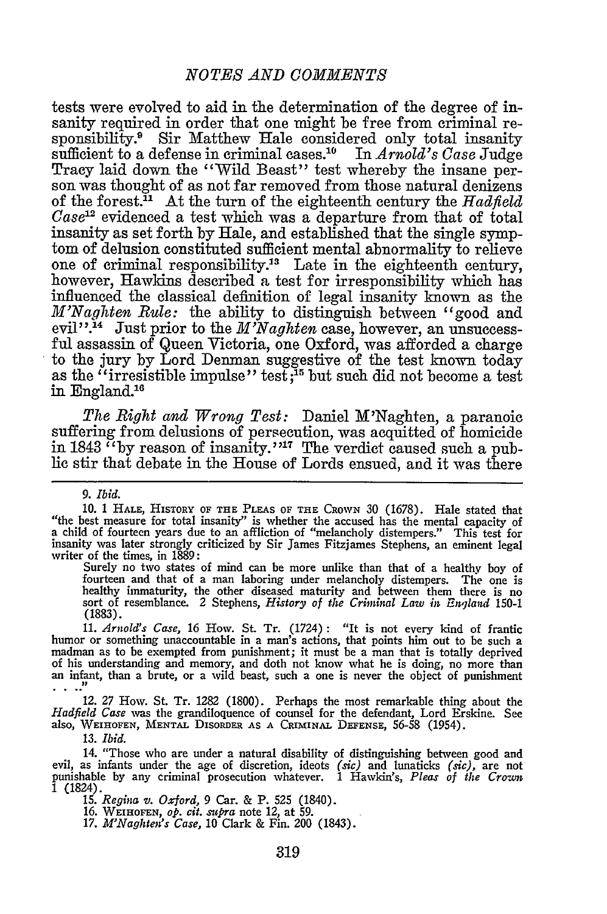tests were evolved to aid in the determination of the degree of insanity required in order that one might be free from criminal responsibility.[9] Sir Matthew Hale considered only total insanity sufficient to a defense in criminal cases.[10] In *Arnold's Case* Judge Tracy laid down the "Wild Beast" test whereby the insane person was thought of as not far removed from those natural denizens of the forest.[11] At the turn of the eighteenth century the *Hadfield Case*[12] evidenced a test which was a departure from that of total insanity as set forth by Hale, and established that the single symptom of delusion constituted sufficient mental abnormality to relieve one of criminal responsibility.[13] Late in the eighteenth century, however, Hawkins described a test for irresponsibility which has influenced the classical definition of legal insanity known as the *M'Naghten Rule:* the ability to distinguish between "good and evil".[14] Just prior to the *M'Naghten* case, however, an unsuccessful assassin of Queen Victoria, one Oxford, was afforded a charge to the jury by Lord Denman suggestive of the test known today as the "irresistible impulse" test;[15] but such did not become a test in England.[16]

*The Right and Wrong Test:* Daniel M'Naghten, a paranoic suffering from delusions of persecution, was acquitted of homicide in 1843 "by reason of insanity."[17] The verdict caused such a public stir that debate in the House of Lords ensued, and it was there

---

9. *Ibid.*

10. 1 HALE, HISTORY OF THE PLEAS OF THE CROWN 30 (1678). Hale stated that "the best measure for total insanity" is whether the accused has the mental capacity of a child of fourteen years due to an affliction of "melancholy distempers." This test for insanity was later strongly criticized by Sir James Fitzjames Stephens, an eminent legal writer of the times, in 1889:

> Surely no two states of mind can be more unlike than that of a healthy boy of fourteen and that of a man laboring under melancholy distempers. The one is healthy immaturity, the other diseased maturity and between them there is no sort of resemblance. 2 Stephens, *History of the Criminal Law in England* 150-1 (1883).

11. *Arnold's Case*, 16 How. St. Tr. (1724): "It is not every kind of frantic humor or something unaccountable in a man's actions, that points him out to be such a madman as to be exempted from punishment; it must be a man that is totally deprived of his understanding and memory, and doth not know what he is doing, no more than an infant, than a brute, or a wild beast, such a one is never the object of punishment . . ."

12. 27 How. St. Tr. 1282 (1800). Perhaps the most remarkable thing about the *Hadfield Case* was the grandiloquence of counsel for the defendant, Lord Erskine. See also, WEIHOFEN, MENTAL DISORDER AS A CRIMINAL DEFENSE, 56-58 (1954).

13. *Ibid.*

14. "Those who are under a natural disability of distinguishing between good and evil, as infants under the age of discretion, ideots *(sic)* and lunaticks *(sic)*, are not punishable by any criminal prosecution whatever. 1 Hawkin's, *Pleas of the Crown* 1 (1824).

15. *Regina v. Oxford*, 9 Car. & P. 525 (1840).

16. WEIHOFEN, *op. cit. supra* note 12, at 59.

17. *M'Naghten's Case*, 10 Clark & Fin. 200 (1843).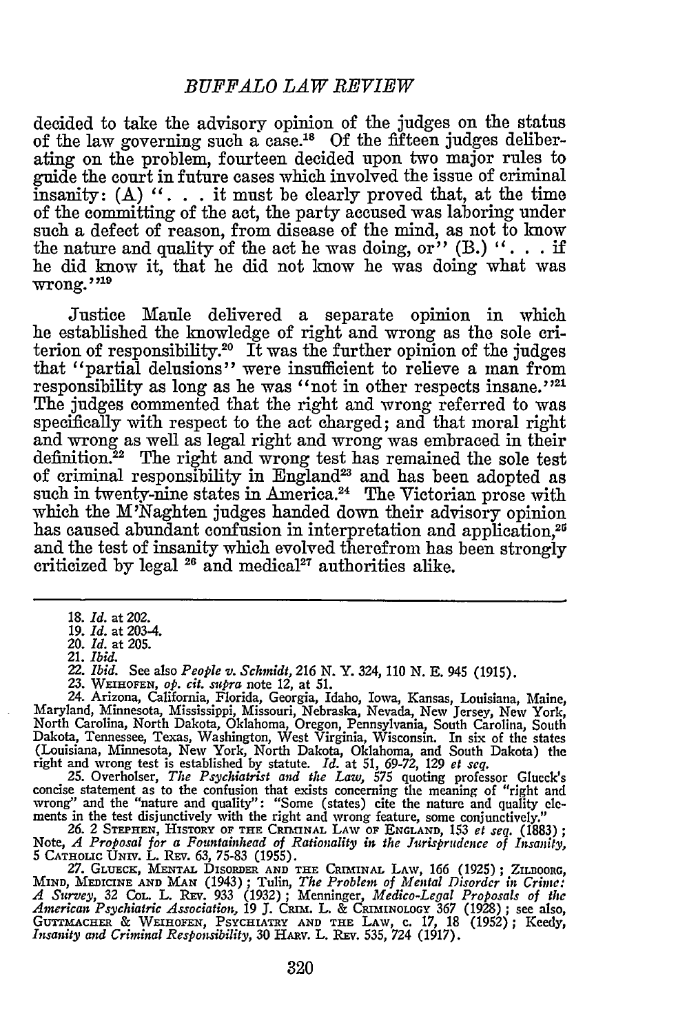decided to take the advisory opinion of the judges on the status of the law governing such a case.[18] Of the fifteen judges deliberating on the problem, fourteen decided upon two major rules to guide the court in future cases which involved the issue of criminal insanity: (A) ". . . it must be clearly proved that, at the time of the committing of the act, the party accused was laboring under such a defect of reason, from disease of the mind, as not to know the nature and quality of the act he was doing, or" (B.) ". . . if he did know it, that he did not know he was doing what was wrong."[19]

Justice Maule delivered a separate opinion in which he established the knowledge of right and wrong as the sole criterion of responsibility.[20] It was the further opinion of the judges that "partial delusions" were insufficient to relieve a man from responsibility as long as he was "not in other respects insane."[21] The judges commented that the right and wrong referred to was specifically with respect to the act charged; and that moral right and wrong as well as legal right and wrong was embraced in their definition.[22] The right and wrong test has remained the sole test of criminal responsibility in England[23] and has been adopted as such in twenty-nine states in America.[24] The Victorian prose with which the M'Naghten judges handed down their advisory opinion has caused abundant confusion in interpretation and application,[25] and the test of insanity which evolved therefrom has been strongly criticized by legal [26] and medical[27] authorities alike.

---

18. *Id.* at 202.
19. *Id.* at 203-4.
20. *Id.* at 205.
21. *Ibid.*
22. *Ibid.* See also *People v. Schmidt*, 216 N. Y. 324, 110 N. E. 945 (1915).
23. WEIHOFEN, *op. cit. supra* note 12, at 51.
24. Arizona, California, Florida, Georgia, Idaho, Iowa, Kansas, Louisiana, Maine, Maryland, Minnesota, Mississippi, Missouri, Nebraska, Nevada, New Jersey, New York, North Carolina, North Dakota, Oklahoma, Oregon, Pennsylvania, South Carolina, South Dakota, Tennessee, Texas, Washington, West Virginia, Wisconsin. In six of the states (Louisiana, Minnesota, New York, North Dakota, Oklahoma, and South Dakota) the right and wrong test is established by statute. *Id.* at 51, 69-72, 129 *et seq.*
25. Overholser, *The Psychiatrist and the Law*, 575 quoting professor Glueck's concise statement as to the confusion that exists concerning the meaning of "right and wrong" and the "nature and quality": "Some (states) cite the nature and quality elements in the test disjunctively with the right and wrong feature, some conjunctively."
26. 2 STEPHEN, HISTORY OF THE CRIMINAL LAW OF ENGLAND, 153 *et seq.* (1883); Note, *A Proposal for a Fountainhead of Rationality in the Jurisprudence of Insanity*, 5 CATHOLIC UNIV. L. REV. 63, 75-83 (1955).
27. GLUECK, MENTAL DISORDER AND THE CRIMINAL LAW, 166 (1925); ZILBOORG, MIND, MEDICINE AND MAN (1943); Tulin, *The Problem of Mental Disorder in Crime: A Survey*, 32 COL. L. REV. 933 (1932); Menninger, *Medico-Legal Proposals of the American Psychiatric Association*, 19 J. CRIM. L. & CRIMINOLOGY 367 (1928); see also, GUTTMACHER & WEIHOFEN, PSYCHIATRY AND THE LAW, c. 17, 18 (1952); Keedy, *Insanity and Criminal Responsibility*, 30 HARV. L. REV. 535, 724 (1917).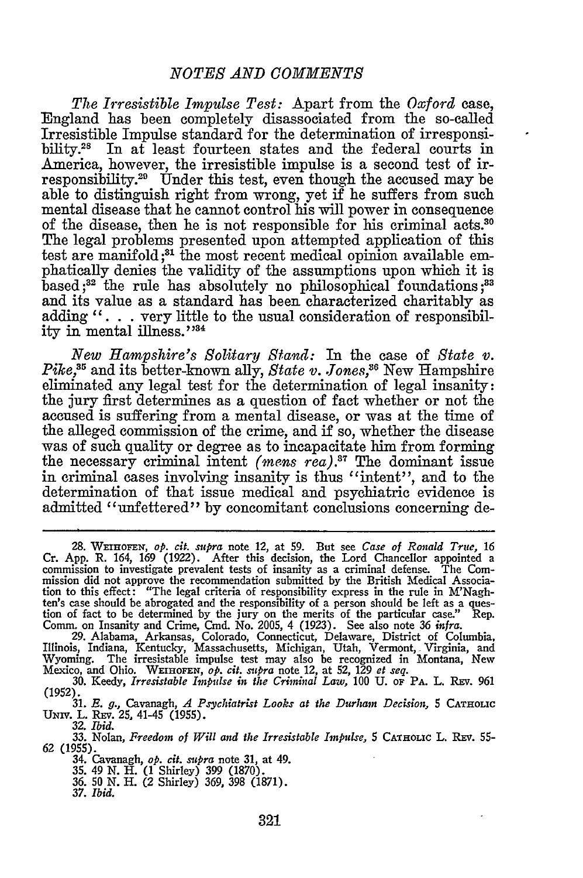*The Irresistible Impulse Test:* Apart from the *Oxford* case, England has been completely disassociated from the so-called Irresistible Impulse standard for the determination of irresponsibility.[28] In at least fourteen states and the federal courts in America, however, the irresistible impulse is a second test of irresponsibility.[29] Under this test, even though the accused may be able to distinguish right from wrong, yet if he suffers from such mental disease that he cannot control his will power in consequence of the disease, then he is not responsible for his criminal acts.[30] The legal problems presented upon attempted application of this test are manifold;[31] the most recent medical opinion available emphatically denies the validity of the assumptions upon which it is based;[32] the rule has absolutely no philosophical foundations;[33] and its value as a standard has been characterized charitably as adding ". . . very little to the usual consideration of responsibility in mental illness."[34]

*New Hampshire's Solitary Stand:* In the case of *State v. Pike*,[35] and its better-known ally, *State v. Jones*,[36] New Hampshire eliminated any legal test for the determination of legal insanity: the jury first determines as a question of fact whether or not the accused is suffering from a mental disease, or was at the time of the alleged commission of the crime, and if so, whether the disease was of such quality or degree as to incapacitate him from forming the necessary criminal intent *(mens rea)*.[37] The dominant issue in criminal cases involving insanity is thus "intent", and to the determination of that issue medical and psychiatric evidence is admitted "unfettered" by concomitant conclusions concerning de-

---

28. WEIHOFEN, *op. cit. supra* note 12, at 59. But see *Case of Ronald True*, 16 Cr. App. R. 164, 169 (1922). After this decision, the Lord Chancellor appointed a commission to investigate prevalent tests of insanity as a criminal defense. The Commission did not approve the recommendation submitted by the British Medical Association to this effect: "The legal criteria of responsibility express in the rule in M'Naghten's case should be abrogated and the responsibility of a person should be left as a question of fact to be determined by the jury on the merits of the particular case." Rep. Comm. on Insanity and Crime, Cmd. No. 2005, 4 (1923). See also note 36 *infra*.

29. Alabama, Arkansas, Colorado, Connecticut, Delaware, District of Columbia, Illinois, Indiana, Kentucky, Massachusetts, Michigan, Utah, Vermont, Virginia, and Wyoming. The irresistable impulse test may also be recognized in Montana, New Mexico, and Ohio. WEIHOFEN, *op. cit. supra* note 12, at 52, 129 *et seq.*

30. Keedy, *Irresistible Impulse in the Criminal Law*, 100 U. OF PA. L. REV. 961 (1952).

31. *E. g.*, Cavanagh, *A Psychiatrist Looks at the Durham Decision*, 5 CATHOLIC UNIV. L. REV. 25, 41-45 (1955).

32. *Ibid.*

33. Nolan, *Freedom of Will and the Irresistable Impulse*, 5 CATHOLIC L. REV. 55-62 (1955).

34. Cavanagh, *op. cit. supra* note 31, at 49.

35. 49 N. H. (1 Shirley) 399 (1870).

36. 50 N. H. (2 Shirley) 369, 398 (1871).

37. *Ibid.*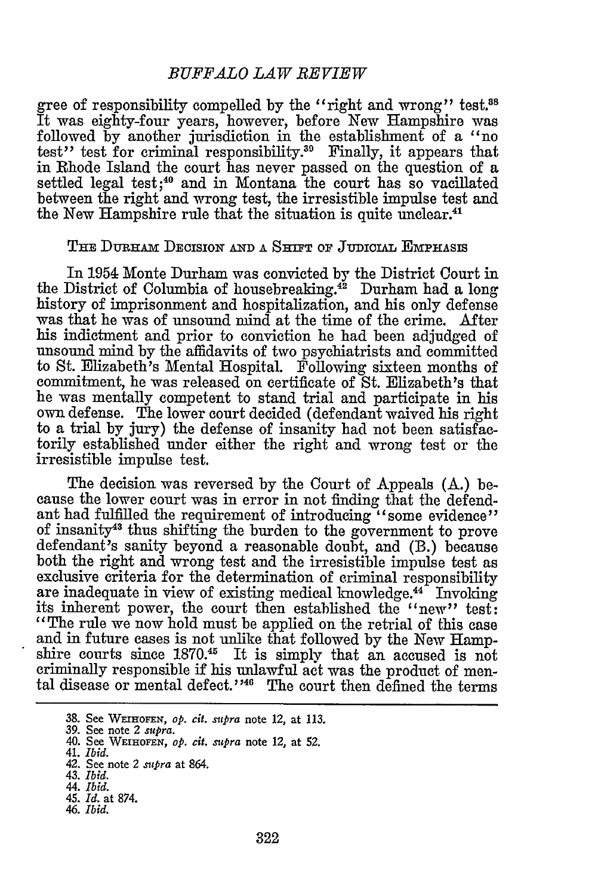gree of responsibility compelled by the "right and wrong" test.[38] It was eighty-four years, however, before New Hampshire was followed by another jurisdiction in the establishment of a "no test" test for criminal responsibility.[39] Finally, it appears that in Rhode Island the court has never passed on the question of a settled legal test;[40] and in Montana the court has so vacillated between the right and wrong test, the irresistible impulse test and the New Hampshire rule that the situation is quite unclear.[41]

## The Durham Decision and a Shift of Judicial Emphasis

In 1954 Monte Durham was convicted by the District Court in the District of Columbia of housebreaking.[42] Durham had a long history of imprisonment and hospitalization, and his only defense was that he was of unsound mind at the time of the crime. After his indictment and prior to conviction he had been adjudged of unsound mind by the affidavits of two psychiatrists and committed to St. Elizabeth's Mental Hospital. Following sixteen months of commitment, he was released on certificate of St. Elizabeth's that he was mentally competent to stand trial and participate in his own defense. The lower court decided (defendant waived his right to a trial by jury) the defense of insanity had not been satisfactorily established under either the right and wrong test or the irresistible impulse test.

The decision was reversed by the Court of Appeals (A.) because the lower court was in error in not finding that the defendant had fulfilled the requirement of introducing "some evidence" of insanity[43] thus shifting the burden to the government to prove defendant's sanity beyond a reasonable doubt, and (B.) because both the right and wrong test and the irresistible impulse test as exclusive criteria for the determination of criminal responsibility are inadequate in view of existing medical knowledge.[44] Invoking its inherent power, the court then established the "new" test: "The rule we now hold must be applied on the retrial of this case and in future cases is not unlike that followed by the New Hampshire courts since 1870.[45] It is simply that an accused is not criminally responsible if his unlawful act was the product of mental disease or mental defect."[46] The court then defined the terms

---

38. See Weihofen, *op. cit. supra* note 12, at 113.
39. See note 2 *supra*.
40. See Weihofen, *op. cit. supra* note 12, at 52.
41. *Ibid.*
42. See note 2 *supra* at 864.
43. *Ibid.*
44. *Ibid.*
45. *Id.* at 874.
46. *Ibid.*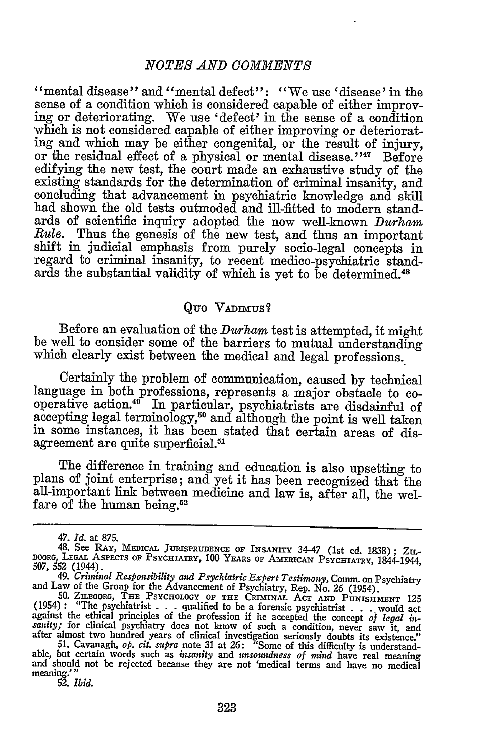"mental disease" and "mental defect": "We use 'disease' in the sense of a condition which is considered capable of either improving or deteriorating. We use 'defect' in the sense of a condition which is not considered capable of either improving or deteriorating and which may be either congenital, or the result of injury, or the residual effect of a physical or mental disease."[47] Before edifying the new test, the court made an exhaustive study of the existing standards for the determination of criminal insanity, and concluding that advancement in psychiatric knowledge and skill had shown the old tests outmoded and ill-fitted to modern standards of scientific inquiry adopted the now well-known *Durham Rule*. Thus the genesis of the new test, and thus an important shift in judicial emphasis from purely socio-legal concepts in regard to criminal insanity, to recent medico-psychiatric standards the substantial validity of which is yet to be determined.[48]

## Quo Vadimus?

Before an evaluation of the *Durham* test is attempted, it might be well to consider some of the barriers to mutual understanding which clearly exist between the medical and legal professions.

Certainly the problem of communication, caused by technical language in both professions, represents a major obstacle to cooperative action.[49] In particular, psychiatrists are disdainful of accepting legal terminology,[50] and although the point is well taken in some instances, it has been stated that certain areas of disagreement are quite superficial.[51]

The difference in training and education is also upsetting to plans of joint enterprise; and yet it has been recognized that the all-important link between medicine and law is, after all, the welfare of the human being.[52]

---

47. *Id.* at 875.

48. See Ray, Medical Jurisprudence of Insanity 34-47 (1st ed. 1838); Zilboorg, Legal Aspects of Psychiatry, 100 Years of American Psychiatry, 1844-1944, 507, 552 (1944).

49. *Criminal Responsibility and Psychiatric Expert Testimony*, Comm. on Psychiatry and Law of the Group for the Advancement of Psychiatry, Rep. No. 26 (1954).

50. Zilboorg, The Psychology of the Criminal Act and Punishment 125 (1954): "The psychiatrist . . . qualified to be a forensic psychiatrist . . . would act against the ethical principles of the profession if he accepted the concept *of legal insanity;* for clinical psychiatry does not know of such a condition, never saw it, and after almost two hundred years of clinical investigation seriously doubts its existence."

51. Cavanagh, *op. cit. supra* note 31 at 26: "Some of this difficulty is understandable, but certain words such as *insanity* and *unsoundness of mind* have real meaning and should not be rejected because they are not 'medical terms and have no medical meaning.'"

52. *Ibid.*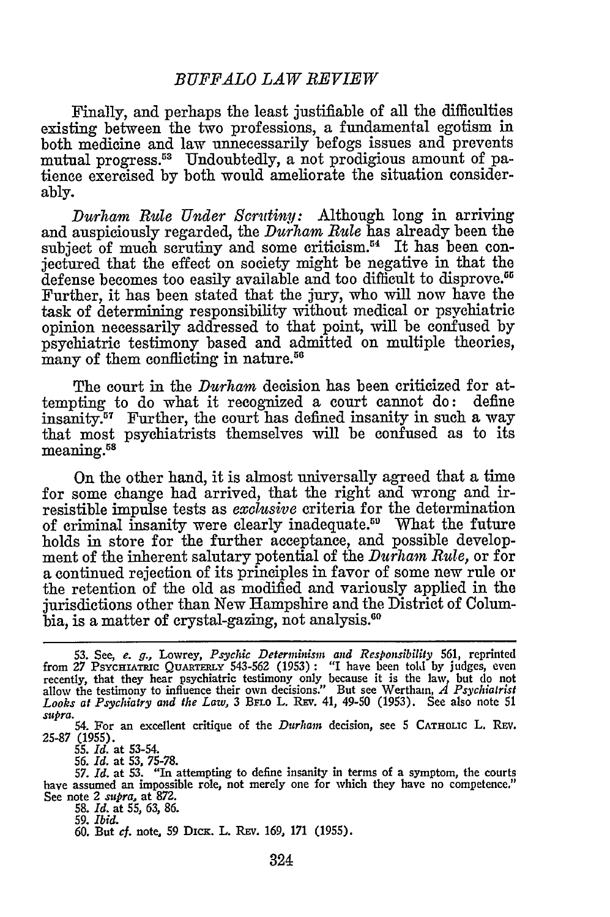Finally, and perhaps the least justifiable of all the difficulties existing between the two professions, a fundamental egotism in both medicine and law unnecessarily befogs issues and prevents mutual progress.[53] Undoubtedly, a not prodigious amount of patience exercised by both would ameliorate the situation considerably.

*Durham Rule Under Scrutiny:* Although long in arriving and auspiciously regarded, the *Durham Rule* has already been the subject of much scrutiny and some criticism.[54] It has been conjectured that the effect on society might be negative in that the defense becomes too easily available and too difficult to disprove.[55] Further, it has been stated that the jury, who will now have the task of determining responsibility without medical or psychiatric opinion necessarily addressed to that point, will be confused by psychiatric testimony based and admitted on multiple theories, many of them conflicting in nature.[56]

The court in the *Durham* decision has been criticized for attempting to do what it recognized a court cannot do: define insanity.[57] Further, the court has defined insanity in such a way that most psychiatrists themselves will be confused as to its meaning.[58]

On the other hand, it is almost universally agreed that a time for some change had arrived, that the right and wrong and irresistible impulse tests as *exclusive* criteria for the determination of criminal insanity were clearly inadequate.[59] What the future holds in store for the further acceptance, and possible development of the inherent salutary potential of the *Durham Rule*, or for a continued rejection of its principles in favor of some new rule or the retention of the old as modified and variously applied in the jurisdictions other than New Hampshire and the District of Columbia, is a matter of crystal-gazing, not analysis.[60]

---

53. See, *e. g.*, Lowrey, *Psychic Determinism and Responsibility* 561, reprinted from 27 PSYCHIATRIC QUARTERLY 543-562 (1953): "I have been told by judges, even recently, that they hear psychiatric testimony only because it is the law, but do not allow the testimony to influence their own decisions." But see Wertham, *A Psychiatrist Looks at Psychiatry and the Law*, 3 BFLO L. REV. 41, 49-50 (1953). See also note 51 *supra*.

54. For an excellent critique of the *Durham* decision, see 5 CATHOLIC L. REV. 25-87 (1955).

55. *Id.* at 53-54.

56. *Id.* at 53, 75-78.

57. *Id.* at 53. "In attempting to define insanity in terms of a symptom, the courts have assumed an impossible role, not merely one for which they have no competence." See note 2 *supra*, at 872.

58. *Id.* at 55, 63, 86.

59. *Ibid.*

60. But *cf.* note, 59 DICK. L. REV. 169, 171 (1955).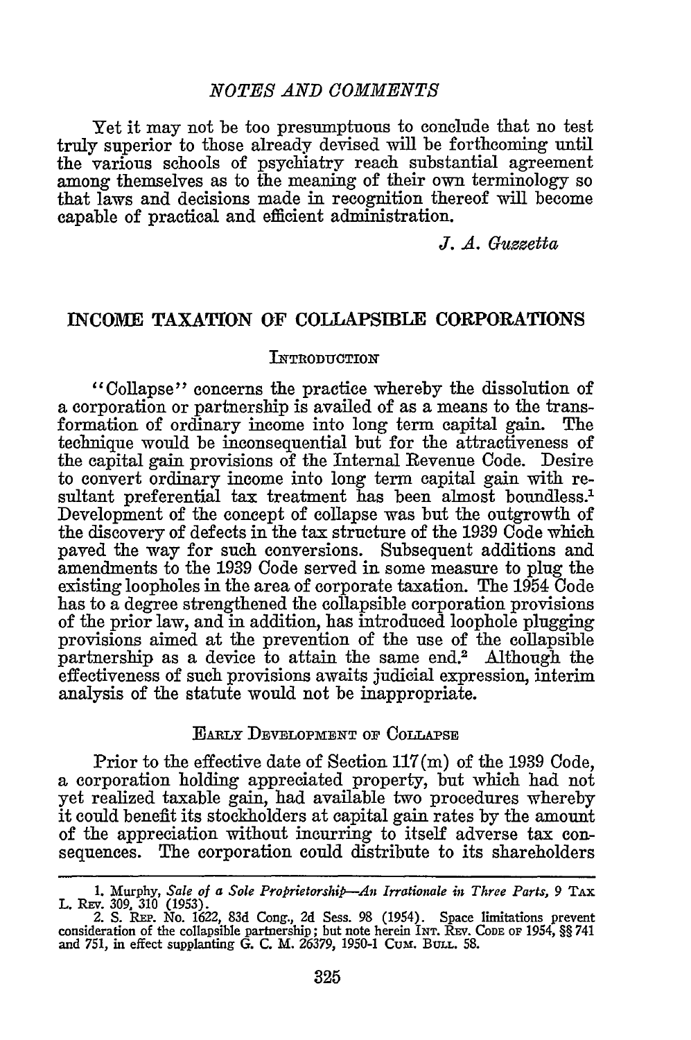Yet it may not be too presumptuous to conclude that no test truly superior to those already devised will be forthcoming until the various schools of psychiatry reach substantial agreement among themselves as to the meaning of their own terminology so that laws and decisions made in recognition thereof will become capable of practical and efficient administration.

*J. A. Guzzetta*

## INCOME TAXATION OF COLLAPSIBLE CORPORATIONS

### INTRODUCTION

"Collapse" concerns the practice whereby the dissolution of a corporation or partnership is availed of as a means to the transformation of ordinary income into long term capital gain. The technique would be inconsequential but for the attractiveness of the capital gain provisions of the Internal Revenue Code. Desire to convert ordinary income into long term capital gain with resultant preferential tax treatment has been almost boundless.[1] Development of the concept of collapse was but the outgrowth of the discovery of defects in the tax structure of the 1939 Code which paved the way for such conversions. Subsequent additions and amendments to the 1939 Code served in some measure to plug the existing loopholes in the area of corporate taxation. The 1954 Code has to a degree strengthened the collapsible corporation provisions of the prior law, and in addition, has introduced loophole plugging provisions aimed at the prevention of the use of the collapsible partnership as a device to attain the same end.[2] Although the effectiveness of such provisions awaits judicial expression, interim analysis of the statute would not be inappropriate.

### EARLY DEVELOPMENT OF COLLAPSE

Prior to the effective date of Section 117(m) of the 1939 Code, a corporation holding appreciated property, but which had not yet realized taxable gain, had available two procedures whereby it could benefit its stockholders at capital gain rates by the amount of the appreciation without incurring to itself adverse tax consequences. The corporation could distribute to its shareholders

---

1. Murphy, *Sale of a Sole Proprietorship—An Irrationale in Three Parts*, 9 TAX L. REV. 309, 310 (1953).

2. S. REP. No. 1622, 83d Cong., 2d Sess. 98 (1954). Space limitations prevent consideration of the collapsible partnership; but note herein INT. REV. CODE OF 1954, §§ 741 and 751, in effect supplanting G. C. M. 26379, 1950-1 CUM. BULL. 58.